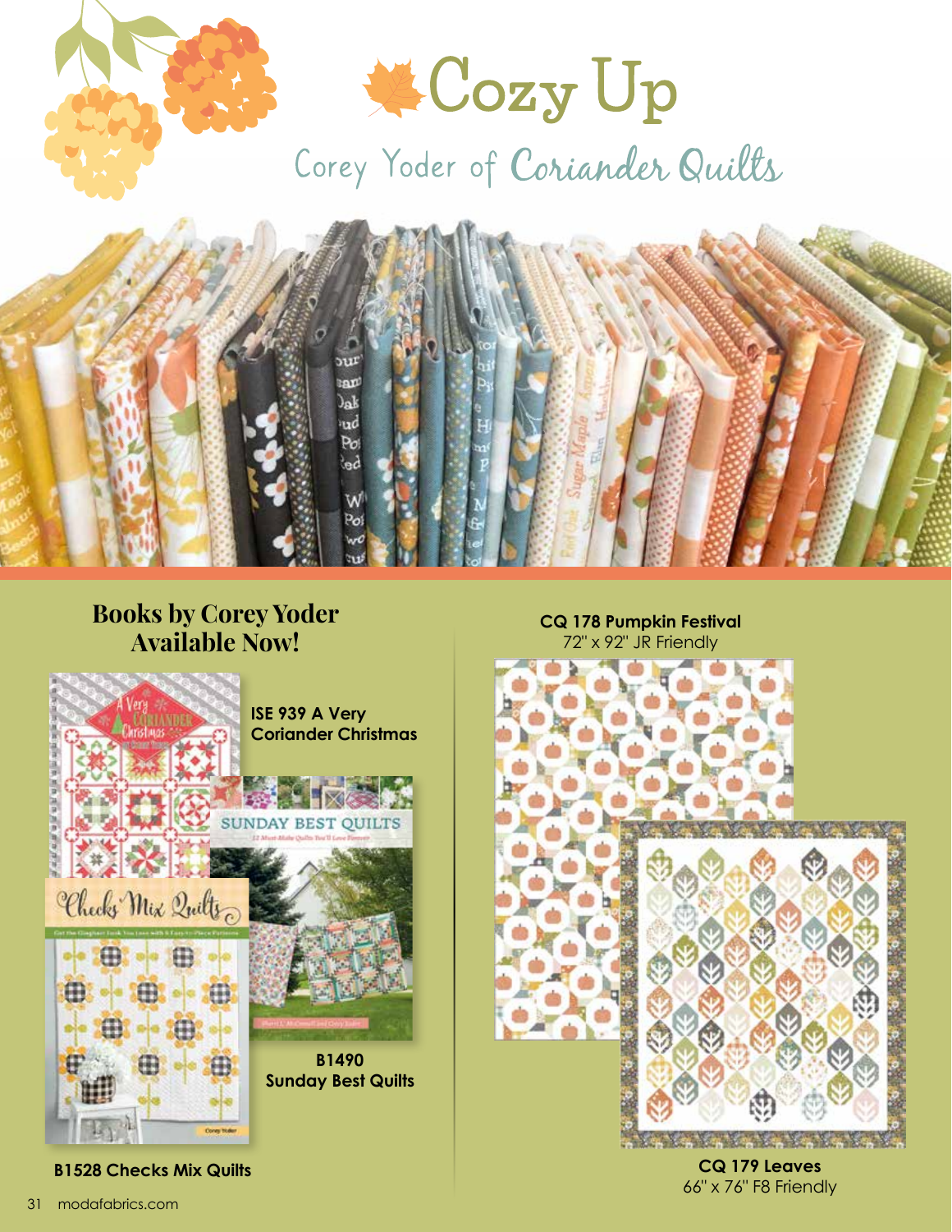# Cozy Up

## Corey Yoder of Coriander Quilts

## Books by Corey Yoder Available Now!

**ISE 939 A Very Coriander Christmas**

**B1490 Sunday Best Quilts**

**B1528 Checks Mix Quilts**

**CQ 178 Pumpkin Festival**
72" x 92" JR Friendly

**CQ 179 Leaves**
66" x 76" F8 Friendly

modafabrics.com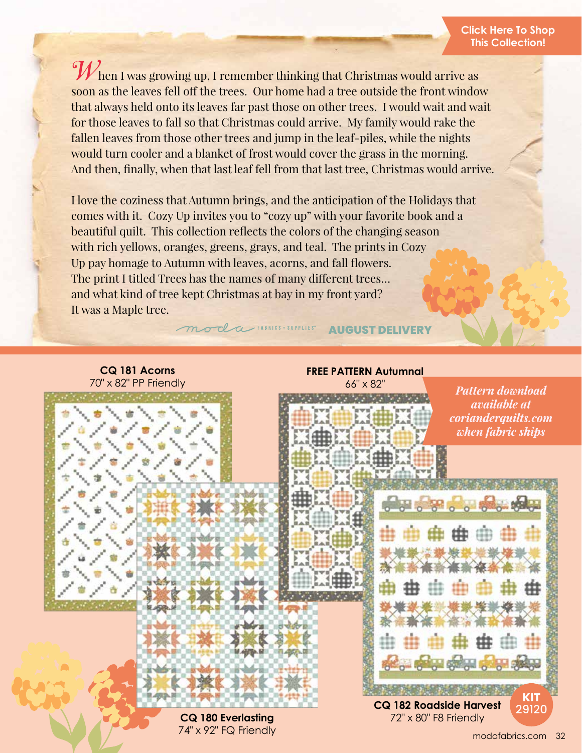**Click Here To Shop This Collection!**

When I was growing up, I remember thinking that Christmas would arrive as soon as the leaves fell off the trees. Our home had a tree outside the front window that always held onto its leaves far past those on other trees. I would wait and wait for those leaves to fall so that Christmas could arrive. My family would rake the fallen leaves from those other trees and jump in the leaf-piles, while the nights would turn cooler and a blanket of frost would cover the grass in the morning. And then, finally, when that last leaf fell from that last tree, Christmas would arrive.

I love the coziness that Autumn brings, and the anticipation of the Holidays that comes with it. Cozy Up invites you to "cozy up" with your favorite book and a beautiful quilt. This collection reflects the colors of the changing season with rich yellows, oranges, greens, grays, and teal. The prints in Cozy Up pay homage to Autumn with leaves, acorns, and fall flowers. The print I titled Trees has the names of many different trees... and what kind of tree kept Christmas at bay in my front yard? It was a Maple tree.

moda FABRICS + SUPPLIES **AUGUST DELIVERY**

**CQ 181 Acorns**
70" x 82" PP Friendly

**FREE PATTERN Autumnal**
66" x 82"

*Pattern download available at corianderquilts.com when fabric ships*

**CQ 180 Everlasting**
74" x 92" FQ Friendly

**CQ 182 Roadside Harvest**
72" x 80" F8 Friendly

**KIT 29120**

modafabrics.com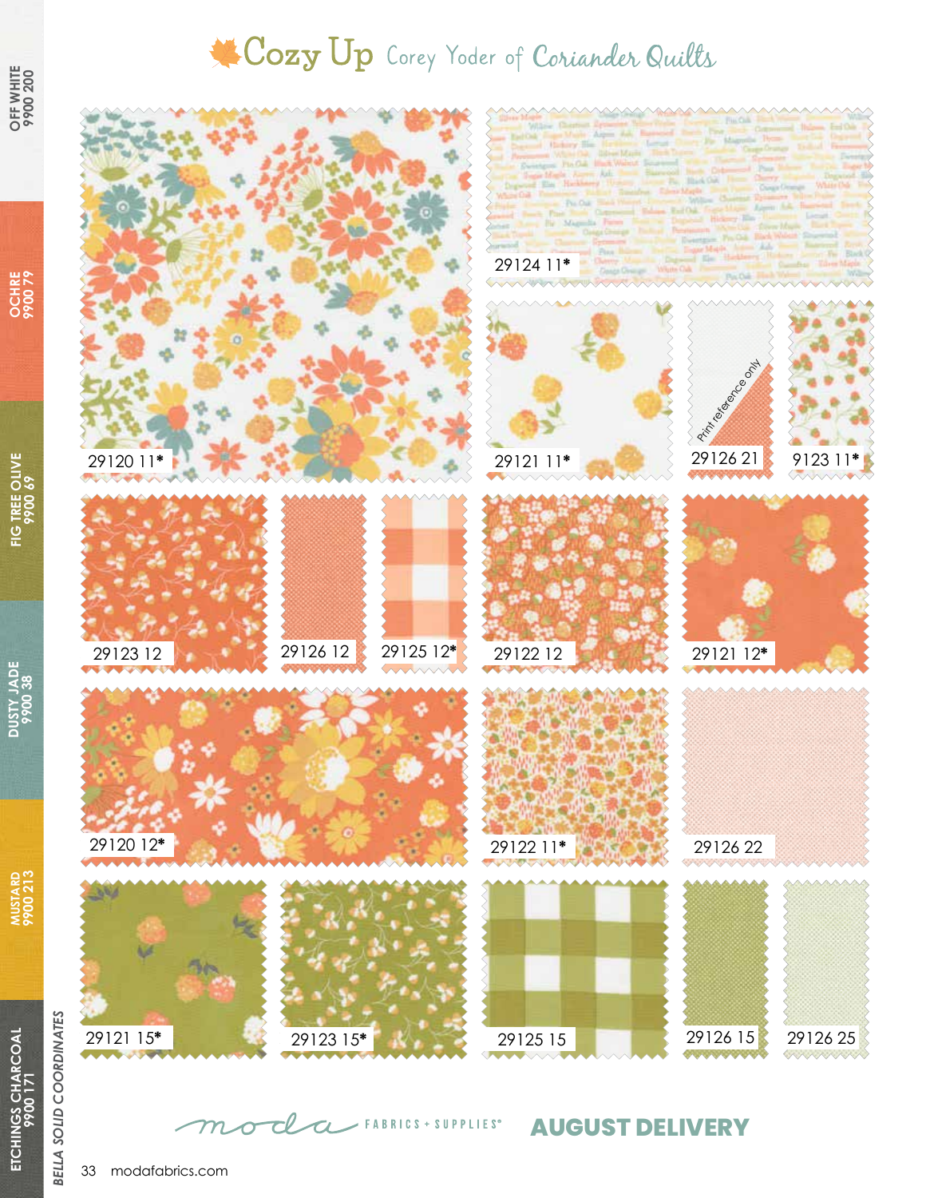# Cozy Up Corey Yoder of Coriander Quilts

29124 11*

29120 11*

29121 11*

29126 21 Print reference only

9123 11*

29123 12

29126 12

29125 12*

29122 12

29121 12*

29120 12*

29122 11*

29126 22

29121 15*

29123 15*

29125 15

29126 15

29126 25

## BELLA SOLID COORDINATES

- OFF WHITE 9900 200
- OCHRE 9900 79
- FIG TREE OLIVE 9900 69
- DUSTY JADE 9900 38
- MUSTARD 9900 213
- ETCHINGS CHARCOAL 9900 171

moda FABRICS + SUPPLIES® **AUGUST DELIVERY**

modafabrics.com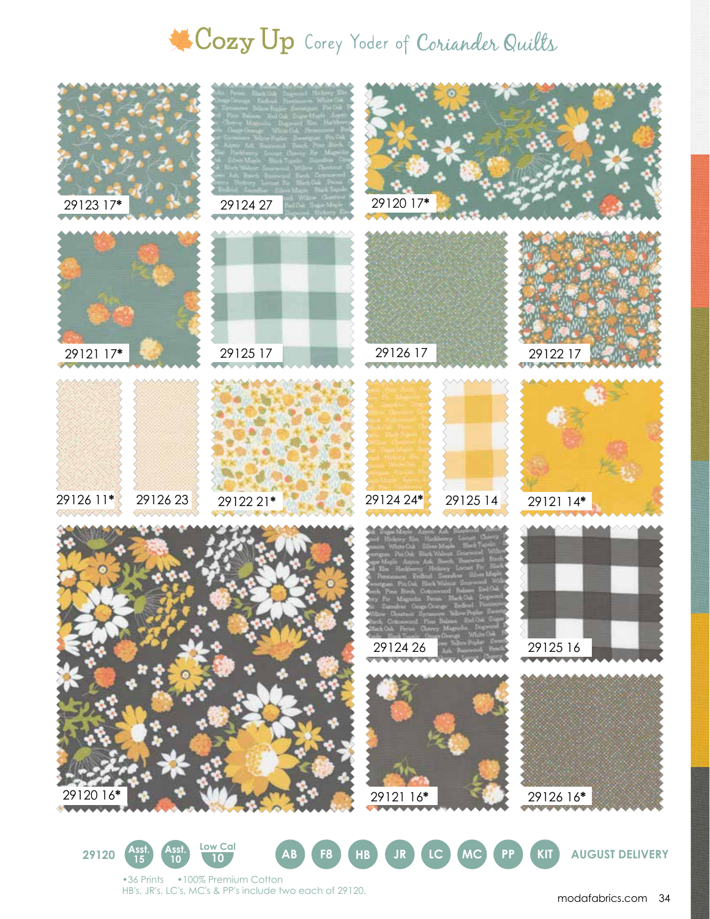# Cozy Up Corey Yoder of Coriander Quilts

29123 17*

29124 27

29120 17*

29121 17*

29125 17

29126 17

29122 17

29126 11*

29126 23

29122 21*

29124 24*

29125 14

29121 14*

29120 16*

29124 26

29125 16

29121 16*

29126 16*

29120 Asst. 15 Asst. 10 Low Cal 10 AB F8 HB JR LC MC PP KIT **AUGUST DELIVERY**

•36 Prints •100% Premium Cotton

HB's, JR's, LC's, MC's & PP's include two each of 29120.

modafabrics.com